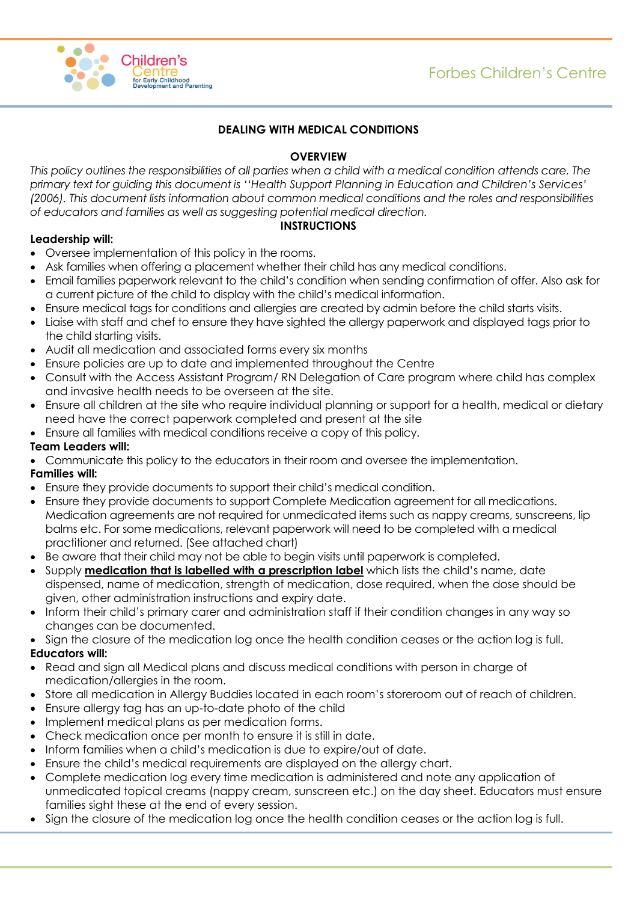# DEALING WITH MEDICAL CONDITIONS

## OVERVIEW

*This policy outlines the responsibilities of all parties when a child with a medical condition attends care. The primary text for guiding this document is ''Health Support Planning in Education and Children's Services' (2006). This document lists information about common medical conditions and the roles and responsibilities of educators and families as well as suggesting potential medical direction.*

## INSTRUCTIONS

**Leadership will:**

- Oversee implementation of this policy in the rooms.
- Ask families when offering a placement whether their child has any medical conditions.
- Email families paperwork relevant to the child's condition when sending confirmation of offer. Also ask for a current picture of the child to display with the child's medical information.
- Ensure medical tags for conditions and allergies are created by admin before the child starts visits.
- Liaise with staff and chef to ensure they have sighted the allergy paperwork and displayed tags prior to the child starting visits.
- Audit all medication and associated forms every six months
- Ensure policies are up to date and implemented throughout the Centre
- Consult with the Access Assistant Program/ RN Delegation of Care program where child has complex and invasive health needs to be overseen at the site.
- Ensure all children at the site who require individual planning or support for a health, medical or dietary need have the correct paperwork completed and present at the site
- Ensure all families with medical conditions receive a copy of this policy.

**Team Leaders will:**

- Communicate this policy to the educators in their room and oversee the implementation.

**Families will:**

- Ensure they provide documents to support their child's medical condition.
- Ensure they provide documents to support Complete Medication agreement for all medications. Medication agreements are not required for unmedicated items such as nappy creams, sunscreens, lip balms etc. For some medications, relevant paperwork will need to be completed with a medical practitioner and returned. (See attached chart)
- Be aware that their child may not be able to begin visits until paperwork is completed.
- Supply **<u>medication that is labelled with a prescription label</u>** which lists the child's name, date dispensed, name of medication, strength of medication, dose required, when the dose should be given, other administration instructions and expiry date.
- Inform their child's primary carer and administration staff if their condition changes in any way so changes can be documented.
- Sign the closure of the medication log once the health condition ceases or the action log is full.

**Educators will:**

- Read and sign all Medical plans and discuss medical conditions with person in charge of medication/allergies in the room.
- Store all medication in Allergy Buddies located in each room's storeroom out of reach of children.
- Ensure allergy tag has an up-to-date photo of the child
- Implement medical plans as per medication forms.
- Check medication once per month to ensure it is still in date.
- Inform families when a child's medication is due to expire/out of date.
- Ensure the child's medical requirements are displayed on the allergy chart.
- Complete medication log every time medication is administered and note any application of unmedicated topical creams (nappy cream, sunscreen etc.) on the day sheet. Educators must ensure families sight these at the end of every session.
- Sign the closure of the medication log once the health condition ceases or the action log is full.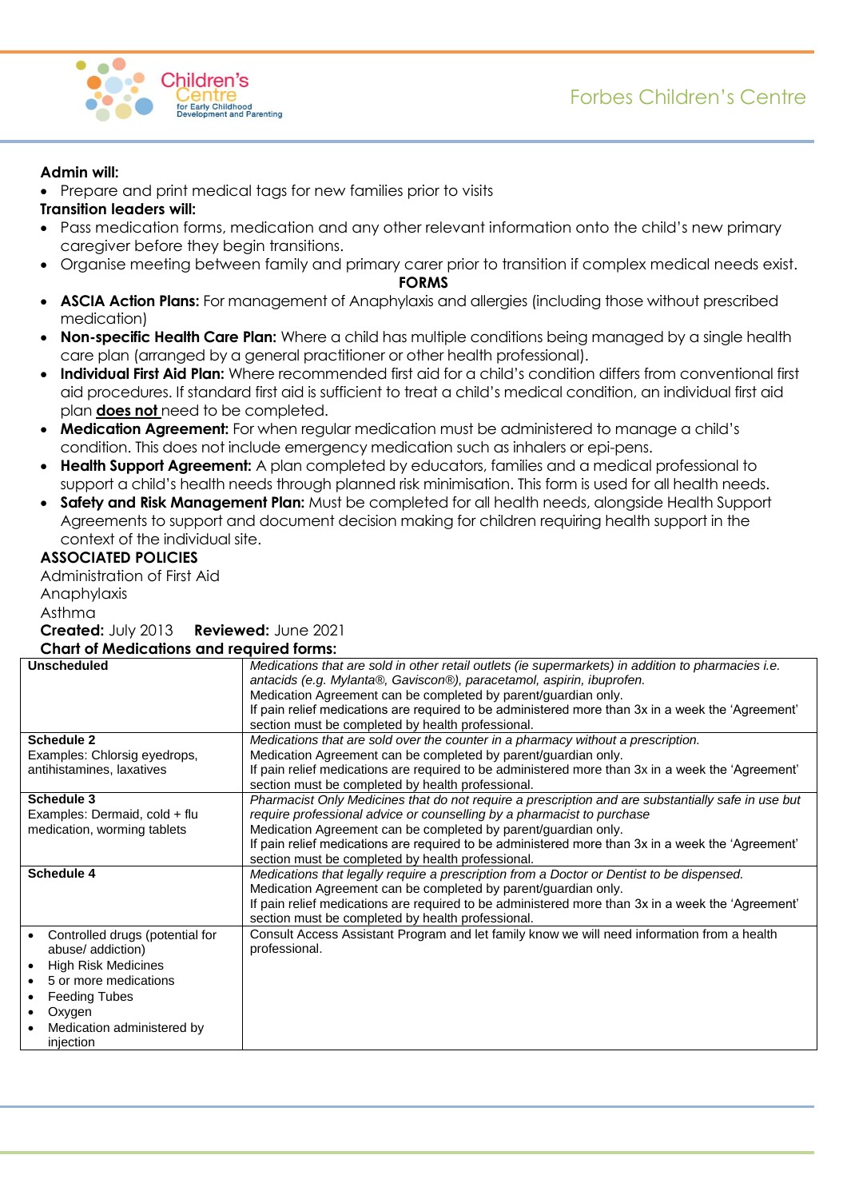**Admin will:**

- Prepare and print medical tags for new families prior to visits

**Transition leaders will:**

- Pass medication forms, medication and any other relevant information onto the child's new primary caregiver before they begin transitions.
- Organise meeting between family and primary carer prior to transition if complex medical needs exist.

**FORMS**

- **ASCIA Action Plans:** For management of Anaphylaxis and allergies (including those without prescribed medication)
- **Non-specific Health Care Plan:** Where a child has multiple conditions being managed by a single health care plan (arranged by a general practitioner or other health professional).
- **Individual First Aid Plan:** Where recommended first aid for a child's condition differs from conventional first aid procedures. If standard first aid is sufficient to treat a child's medical condition, an individual first aid plan **does not** need to be completed.
- **Medication Agreement:** For when regular medication must be administered to manage a child's condition. This does not include emergency medication such as inhalers or epi-pens.
- **Health Support Agreement:** A plan completed by educators, families and a medical professional to support a child's health needs through planned risk minimisation. This form is used for all health needs.
- **Safety and Risk Management Plan:** Must be completed for all health needs, alongside Health Support Agreements to support and document decision making for children requiring health support in the context of the individual site.

**ASSOCIATED POLICIES**

Administration of First Aid
Anaphylaxis
Asthma

**Created:** July 2013 **Reviewed:** June 2021

**Chart of Medications and required forms:**

| | |
|---|---|
| **Unscheduled** | *Medications that are sold in other retail outlets (ie supermarkets) in addition to pharmacies i.e. antacids (e.g. Mylanta®, Gaviscon®), paracetamol, aspirin, ibuprofen.*<br>Medication Agreement can be completed by parent/guardian only.<br>If pain relief medications are required to be administered more than 3x in a week the 'Agreement' section must be completed by health professional. |
| **Schedule 2**<br>Examples: Chlorsig eyedrops, antihistamines, laxatives | *Medications that are sold over the counter in a pharmacy without a prescription.*<br>Medication Agreement can be completed by parent/guardian only.<br>If pain relief medications are required to be administered more than 3x in a week the 'Agreement' section must be completed by health professional. |
| **Schedule 3**<br>Examples: Dermaid, cold + flu medication, worming tablets | *Pharmacist Only Medicines that do not require a prescription and are substantially safe in use but require professional advice or counselling by a pharmacist to purchase*<br>Medication Agreement can be completed by parent/guardian only.<br>If pain relief medications are required to be administered more than 3x in a week the 'Agreement' section must be completed by health professional. |
| **Schedule 4** | *Medications that legally require a prescription from a Doctor or Dentist to be dispensed.*<br>Medication Agreement can be completed by parent/guardian only.<br>If pain relief medications are required to be administered more than 3x in a week the 'Agreement' section must be completed by health professional. |
| • Controlled drugs (potential for abuse/ addiction)<br>• High Risk Medicines<br>• 5 or more medications<br>• Feeding Tubes<br>• Oxygen<br>• Medication administered by injection | Consult Access Assistant Program and let family know we will need information from a health professional. |